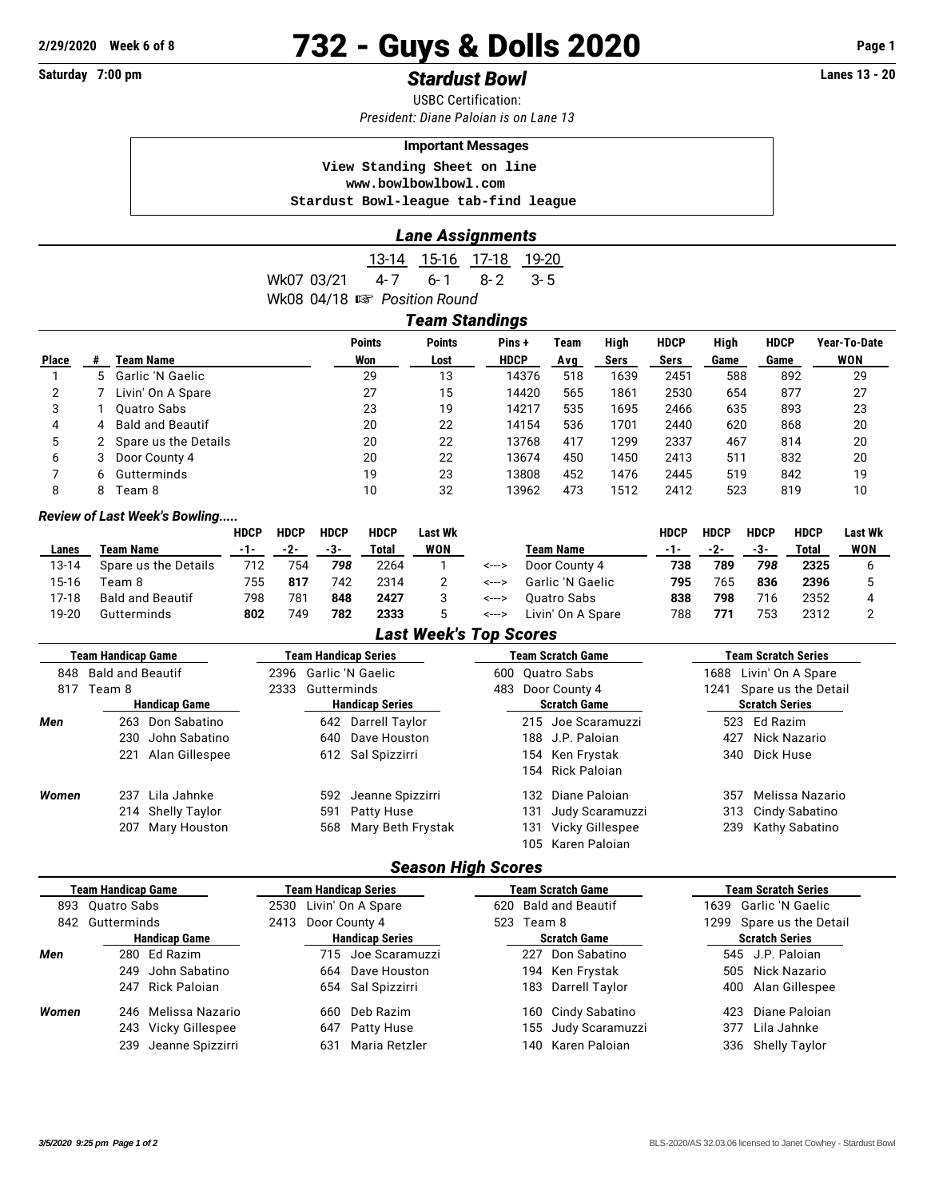**2/29/2020 Week 6 of 8**

# 732 - Guys & Dolls 2020

**Saturday 7:00 pm** — **Lanes 13 - 20**

## *Stardust Bowl*

USBC Certification:

*President: Diane Paloian is on Lane 13*

**Important Messages**

```
View Standing Sheet on line
www.bowlbowlbowl.com
Stardust Bowl-league tab-find league
```

## *Lane Assignments*

| | 13-14 | 15-16 | 17-18 | 19-20 |
|---|---|---|---|---|
| Wk07 03/21 | 4-7 | 6-1 | 8-2 | 3-5 |
| Wk08 04/18 ☞ *Position Round* | | | | |

## *Team Standings*

| Place | # | Team Name | Points Won | Points Lost | Pins + HDCP | Team Avg | High Sers | HDCP Sers | High Game | HDCP Game | Year-To-Date WON |
|---|---|---|---|---|---|---|---|---|---|---|---|
| 1 | 5 | Garlic 'N Gaelic | 29 | 13 | 14376 | 518 | 1639 | 2451 | 588 | 892 | 29 |
| 2 | 7 | Livin' On A Spare | 27 | 15 | 14420 | 565 | 1861 | 2530 | 654 | 877 | 27 |
| 3 | 1 | Quatro Sabs | 23 | 19 | 14217 | 535 | 1695 | 2466 | 635 | 893 | 23 |
| 4 | 4 | Bald and Beautif | 20 | 22 | 14154 | 536 | 1701 | 2440 | 620 | 868 | 20 |
| 5 | 2 | Spare us the Details | 20 | 22 | 13768 | 417 | 1299 | 2337 | 467 | 814 | 20 |
| 6 | 3 | Door County 4 | 20 | 22 | 13674 | 450 | 1450 | 2413 | 511 | 832 | 20 |
| 7 | 6 | Gutterminds | 19 | 23 | 13808 | 452 | 1476 | 2445 | 519 | 842 | 19 |
| 8 | 8 | Team 8 | 10 | 32 | 13962 | 473 | 1512 | 2412 | 523 | 819 | 10 |

### *Review of Last Week's Bowling.....*

| Lanes | Team Name | HDCP -1- | HDCP -2- | HDCP -3- | HDCP Total | Last Wk WON | | Team Name | HDCP -1- | HDCP -2- | HDCP -3- | HDCP Total | Last Wk WON |
|---|---|---|---|---|---|---|---|---|---|---|---|---|---|
| 13-14 | Spare us the Details | 712 | 754 | ***798*** | 2264 | 1 | <---> | Door County 4 | **738** | **789** | ***798*** | **2325** | 6 |
| 15-16 | Team 8 | 755 | **817** | 742 | 2314 | 2 | <---> | Garlic 'N Gaelic | **795** | 765 | **836** | **2396** | 5 |
| 17-18 | Bald and Beautif | 798 | 781 | **848** | **2427** | 3 | <---> | Quatro Sabs | **838** | **798** | 716 | 2352 | 4 |
| 19-20 | Gutterminds | **802** | 749 | **782** | **2333** | 5 | <---> | Livin' On A Spare | 788 | **771** | 753 | 2312 | 2 |

## *Last Week's Top Scores*

| | Team Handicap Game | Team Handicap Series | Team Scratch Game | Team Scratch Series |
|---|---|---|---|---|
| | 848 Bald and Beautif | 2396 Garlic 'N Gaelic | 600 Quatro Sabs | 1688 Livin' On A Spare |
| | 817 Team 8 | 2333 Gutterminds | 483 Door County 4 | 1241 Spare us the Detail |
| | **Handicap Game** | **Handicap Series** | **Scratch Game** | **Scratch Series** |
| ***Men*** | 263 Don Sabatino | 642 Darrell Taylor | 215 Joe Scaramuzzi | 523 Ed Razim |
| | 230 John Sabatino | 640 Dave Houston | 188 J.P. Paloian | 427 Nick Nazario |
| | 221 Alan Gillespee | 612 Sal Spizzirri | 154 Ken Frystak | 340 Dick Huse |
| | | | 154 Rick Paloian | |
| ***Women*** | 237 Lila Jahnke | 592 Jeanne Spizzirri | 132 Diane Paloian | 357 Melissa Nazario |
| | 214 Shelly Taylor | 591 Patty Huse | 131 Judy Scaramuzzi | 313 Cindy Sabatino |
| | 207 Mary Houston | 568 Mary Beth Frystak | 131 Vicky Gillespee | 239 Kathy Sabatino |
| | | | 105 Karen Paloian | |

## *Season High Scores*

| | Team Handicap Game | Team Handicap Series | Team Scratch Game | Team Scratch Series |
|---|---|---|---|---|
| | 893 Quatro Sabs | 2530 Livin' On A Spare | 620 Bald and Beautif | 1639 Garlic 'N Gaelic |
| | 842 Gutterminds | 2413 Door County 4 | 523 Team 8 | 1299 Spare us the Detail |
| | **Handicap Game** | **Handicap Series** | **Scratch Game** | **Scratch Series** |
| ***Men*** | 280 Ed Razim | 715 Joe Scaramuzzi | 227 Don Sabatino | 545 J.P. Paloian |
| | 249 John Sabatino | 664 Dave Houston | 194 Ken Frystak | 505 Nick Nazario |
| | 247 Rick Paloian | 654 Sal Spizzirri | 183 Darrell Taylor | 400 Alan Gillespee |
| ***Women*** | 246 Melissa Nazario | 660 Deb Razim | 160 Cindy Sabatino | 423 Diane Paloian |
| | 243 Vicky Gillespee | 647 Patty Huse | 155 Judy Scaramuzzi | 377 Lila Jahnke |
| | 239 Jeanne Spizzirri | 631 Maria Retzler | 140 Karen Paloian | 336 Shelly Taylor |

*3/5/2020 9:25 pm* — BLS-2020/AS 32.03.06 licensed to Janet Cowhey - Stardust Bowl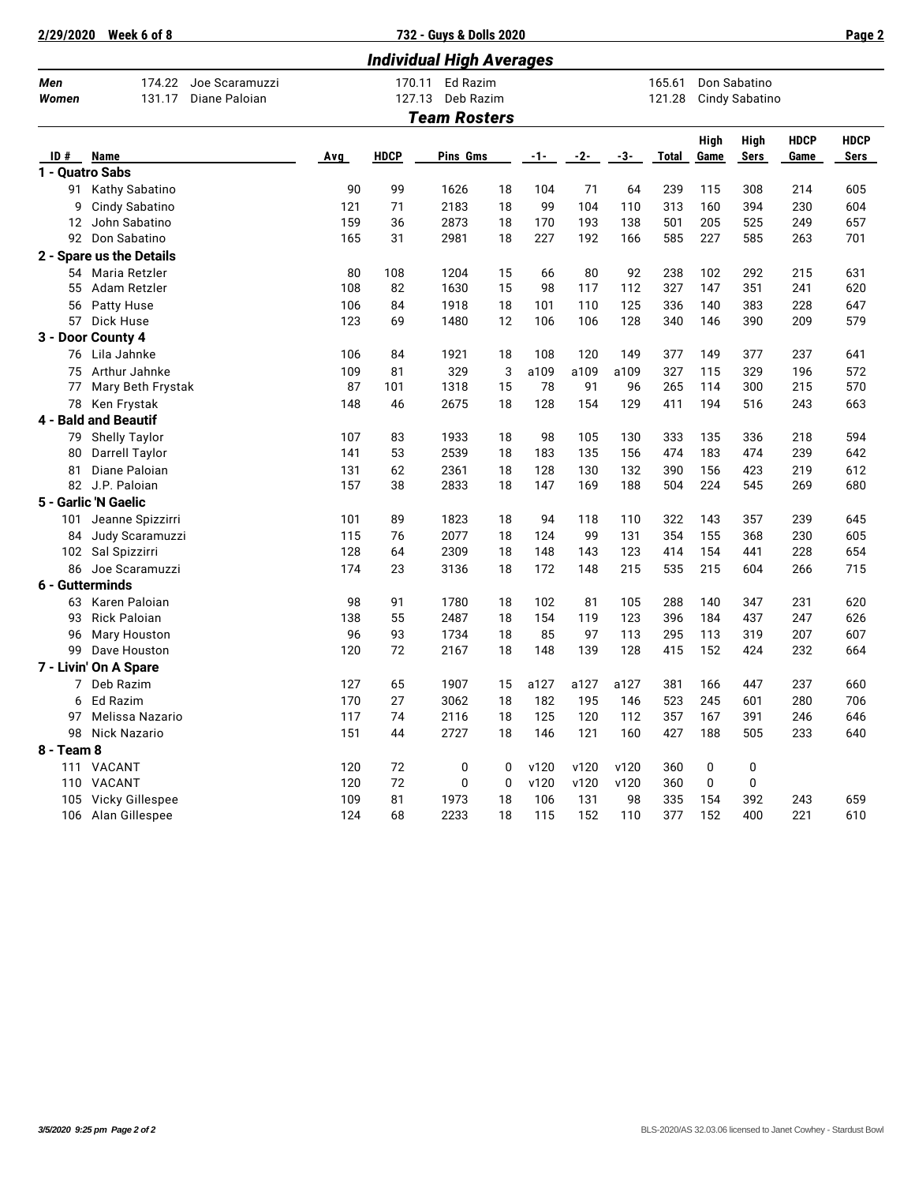## Individual High Averages

| | | | | | | |
|---|---|---|---|---|---|---|
| **Men** | 174.22 | Joe Scaramuzzi | 170.11 | Ed Razim | 165.61 | Don Sabatino |
| **Women** | 131.17 | Diane Paloian | 127.13 | Deb Razim | 121.28 | Cindy Sabatino |

## Team Rosters

| ID # | Name | Avg | HDCP | Pins | Gms | -1- | -2- | -3- | Total | High Game | High Sers | HDCP Game | HDCP Sers |
|---|---|---|---|---|---|---|---|---|---|---|---|---|---|
| **1 - Quatro Sabs** | | | | | | | | | | | | | |
| 91 | Kathy Sabatino | 90 | 99 | 1626 | 18 | 104 | 71 | 64 | 239 | 115 | 308 | 214 | 605 |
| 9 | Cindy Sabatino | 121 | 71 | 2183 | 18 | 99 | 104 | 110 | 313 | 160 | 394 | 230 | 604 |
| 12 | John Sabatino | 159 | 36 | 2873 | 18 | 170 | 193 | 138 | 501 | 205 | 525 | 249 | 657 |
| 92 | Don Sabatino | 165 | 31 | 2981 | 18 | 227 | 192 | 166 | 585 | 227 | 585 | 263 | 701 |
| **2 - Spare us the Details** | | | | | | | | | | | | | |
| 54 | Maria Retzler | 80 | 108 | 1204 | 15 | 66 | 80 | 92 | 238 | 102 | 292 | 215 | 631 |
| 55 | Adam Retzler | 108 | 82 | 1630 | 15 | 98 | 117 | 112 | 327 | 147 | 351 | 241 | 620 |
| 56 | Patty Huse | 106 | 84 | 1918 | 18 | 101 | 110 | 125 | 336 | 140 | 383 | 228 | 647 |
| 57 | Dick Huse | 123 | 69 | 1480 | 12 | 106 | 106 | 128 | 340 | 146 | 390 | 209 | 579 |
| **3 - Door County 4** | | | | | | | | | | | | | |
| 76 | Lila Jahnke | 106 | 84 | 1921 | 18 | 108 | 120 | 149 | 377 | 149 | 377 | 237 | 641 |
| 75 | Arthur Jahnke | 109 | 81 | 329 | 3 | a109 | a109 | a109 | 327 | 115 | 329 | 196 | 572 |
| 77 | Mary Beth Frystak | 87 | 101 | 1318 | 15 | 78 | 91 | 96 | 265 | 114 | 300 | 215 | 570 |
| 78 | Ken Frystak | 148 | 46 | 2675 | 18 | 128 | 154 | 129 | 411 | 194 | 516 | 243 | 663 |
| **4 - Bald and Beautif** | | | | | | | | | | | | | |
| 79 | Shelly Taylor | 107 | 83 | 1933 | 18 | 98 | 105 | 130 | 333 | 135 | 336 | 218 | 594 |
| 80 | Darrell Taylor | 141 | 53 | 2539 | 18 | 183 | 135 | 156 | 474 | 183 | 474 | 239 | 642 |
| 81 | Diane Paloian | 131 | 62 | 2361 | 18 | 128 | 130 | 132 | 390 | 156 | 423 | 219 | 612 |
| 82 | J.P. Paloian | 157 | 38 | 2833 | 18 | 147 | 169 | 188 | 504 | 224 | 545 | 269 | 680 |
| **5 - Garlic 'N Gaelic** | | | | | | | | | | | | | |
| 101 | Jeanne Spizzirri | 101 | 89 | 1823 | 18 | 94 | 118 | 110 | 322 | 143 | 357 | 239 | 645 |
| 84 | Judy Scaramuzzi | 115 | 76 | 2077 | 18 | 124 | 99 | 131 | 354 | 155 | 368 | 230 | 605 |
| 102 | Sal Spizzirri | 128 | 64 | 2309 | 18 | 148 | 143 | 123 | 414 | 154 | 441 | 228 | 654 |
| 86 | Joe Scaramuzzi | 174 | 23 | 3136 | 18 | 172 | 148 | 215 | 535 | 215 | 604 | 266 | 715 |
| **6 - Gutterminds** | | | | | | | | | | | | | |
| 63 | Karen Paloian | 98 | 91 | 1780 | 18 | 102 | 81 | 105 | 288 | 140 | 347 | 231 | 620 |
| 93 | Rick Paloian | 138 | 55 | 2487 | 18 | 154 | 119 | 123 | 396 | 184 | 437 | 247 | 626 |
| 96 | Mary Houston | 96 | 93 | 1734 | 18 | 85 | 97 | 113 | 295 | 113 | 319 | 207 | 607 |
| 99 | Dave Houston | 120 | 72 | 2167 | 18 | 148 | 139 | 128 | 415 | 152 | 424 | 232 | 664 |
| **7 - Livin' On A Spare** | | | | | | | | | | | | | |
| 7 | Deb Razim | 127 | 65 | 1907 | 15 | a127 | a127 | a127 | 381 | 166 | 447 | 237 | 660 |
| 6 | Ed Razim | 170 | 27 | 3062 | 18 | 182 | 195 | 146 | 523 | 245 | 601 | 280 | 706 |
| 97 | Melissa Nazario | 117 | 74 | 2116 | 18 | 125 | 120 | 112 | 357 | 167 | 391 | 246 | 646 |
| 98 | Nick Nazario | 151 | 44 | 2727 | 18 | 146 | 121 | 160 | 427 | 188 | 505 | 233 | 640 |
| **8 - Team 8** | | | | | | | | | | | | | |
| 111 | VACANT | 120 | 72 | 0 | 0 | v120 | v120 | v120 | 360 | 0 | 0 | | |
| 110 | VACANT | 120 | 72 | 0 | 0 | v120 | v120 | v120 | 360 | 0 | 0 | | |
| 105 | Vicky Gillespee | 109 | 81 | 1973 | 18 | 106 | 131 | 98 | 335 | 154 | 392 | 243 | 659 |
| 106 | Alan Gillespee | 124 | 68 | 2233 | 18 | 115 | 152 | 110 | 377 | 152 | 400 | 221 | 610 |